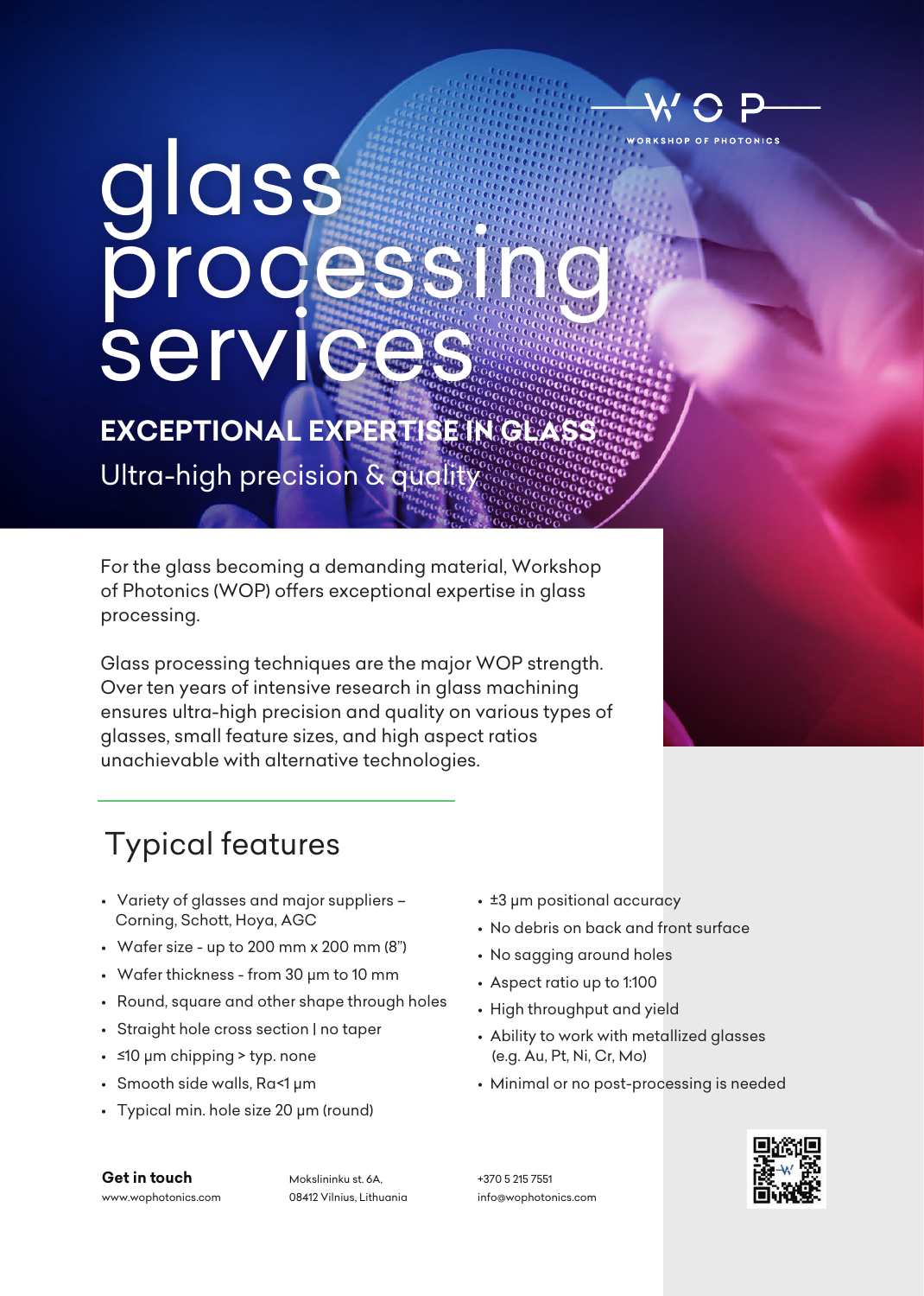WORKSHOP OF PHOTONICS

# glass processing services

**EXCEPTIONAL EXPERTISE IN GLASS**

Ultra-high precision & quality

For the glass becoming a demanding material, Workshop of Photonics (WOP) offers exceptional expertise in glass processing.

Glass processing techniques are the major WOP strength. Over ten years of intensive research in glass machining ensures ultra-high precision and quality on various types of glasses, small feature sizes, and high aspect ratios unachievable with alternative technologies.

## Typical features

- Variety of glasses and major suppliers – Corning, Schott, Hoya, AGC
- Wafer size - up to 200 mm x 200 mm (8")
- Wafer thickness - from 30 µm to 10 mm
- Round, square and other shape through holes
- Straight hole cross section | no taper
- ≤10 µm chipping > typ. none
- Smooth side walls, Ra<1 µm
- Typical min. hole size 20 µm (round)
- ±3 µm positional accuracy
- No debris on back and front surface
- No sagging around holes
- Aspect ratio up to 1:100
- High throughput and yield
- Ability to work with metallized glasses (e.g. Au, Pt, Ni, Cr, Mo)
- Minimal or no post-processing is needed

**Get in touch**
www.wophotonics.com

Mokslininku st. 6A,
08412 Vilnius, Lithuania

+370 5 215 7551
info@wophotonics.com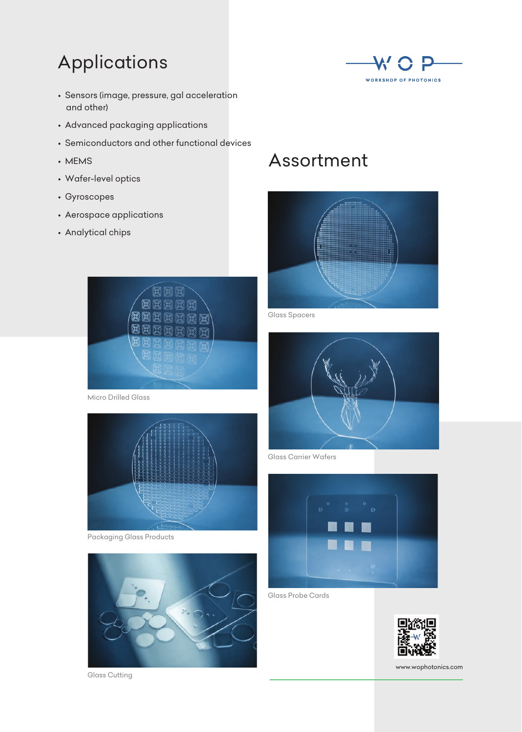# Applications

- Sensors (image, pressure, gal acceleration and other)
- Advanced packaging applications
- Semiconductors and other functional devices
- MEMS
- Wafer-level optics
- Gyroscopes
- Aerospace applications
- Analytical chips

WORKSHOP OF PHOTONICS

# Assortment

Glass Spacers

Micro Drilled Glass

Glass Carrier Wafers

Packaging Glass Products

Glass Probe Cards

Glass Cutting

www.wophotonics.com